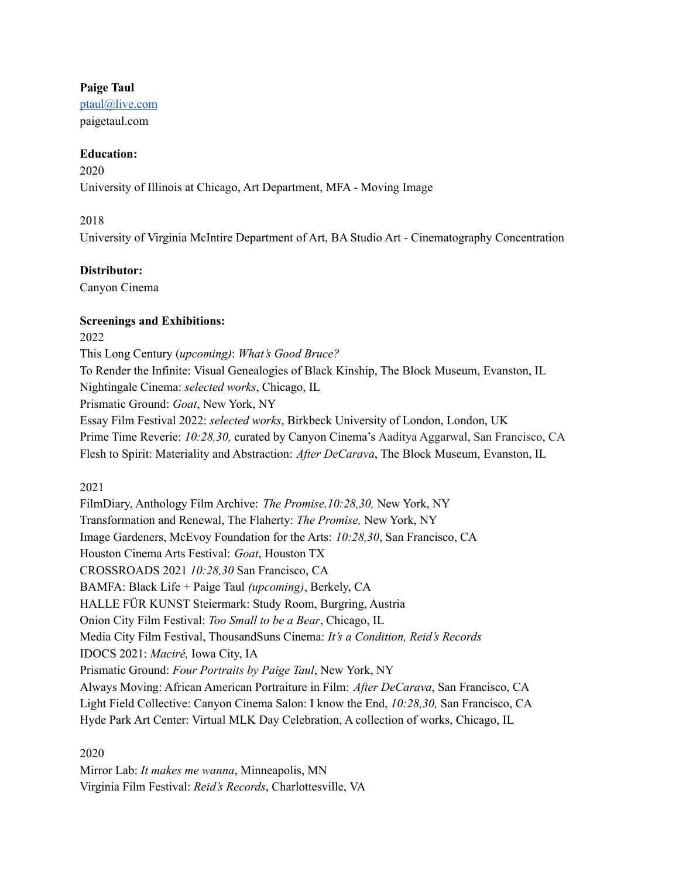**Paige Taul**
ptaul@live.com
paigetaul.com

**Education:**

2020
University of Illinois at Chicago, Art Department, MFA - Moving Image

2018
University of Virginia McIntire Department of Art, BA Studio Art - Cinematography Concentration

**Distributor:**
Canyon Cinema

**Screenings and Exhibitions:**

2022
This Long Century (*upcoming)*: *What's Good Bruce?*
To Render the Infinite: Visual Genealogies of Black Kinship, The Block Museum, Evanston, IL
Nightingale Cinema: *selected works*, Chicago, IL
Prismatic Ground: *Goat*, New York, NY
Essay Film Festival 2022: *selected works*, Birkbeck University of London, London, UK
Prime Time Reverie: *10:28,30,* curated by Canyon Cinema's Aaditya Aggarwal, San Francisco, CA
Flesh to Spirit: Materiality and Abstraction: *After DeCarava*, The Block Museum, Evanston, IL

2021
FilmDiary, Anthology Film Archive: *The Promise,10:28,30,* New York, NY
Transformation and Renewal, The Flaherty: *The Promise,* New York, NY
Image Gardeners, McEvoy Foundation for the Arts: *10:28,30*, San Francisco, CA
Houston Cinema Arts Festival: *Goat*, Houston TX
CROSSROADS 2021 *10:28,30* San Francisco, CA
BAMFA: Black Life + Paige Taul *(upcoming)*, Berkely, CA
HALLE FÜR KUNST Steiermark: Study Room, Burgring, Austria
Onion City Film Festival: *Too Small to be a Bear*, Chicago, IL
Media City Film Festival, ThousandSuns Cinema: *It's a Condition, Reid's Records*
IDOCS 2021: *Maciré,* Iowa City, IA
Prismatic Ground: *Four Portraits by Paige Taul*, New York, NY
Always Moving: African American Portraiture in Film: *After DeCarava*, San Francisco, CA
Light Field Collective: Canyon Cinema Salon: I know the End, *10:28,30,* San Francisco, CA
Hyde Park Art Center: Virtual MLK Day Celebration, A collection of works, Chicago, IL

2020
Mirror Lab: *It makes me wanna*, Minneapolis, MN
Virginia Film Festival: *Reid's Records*, Charlottesville, VA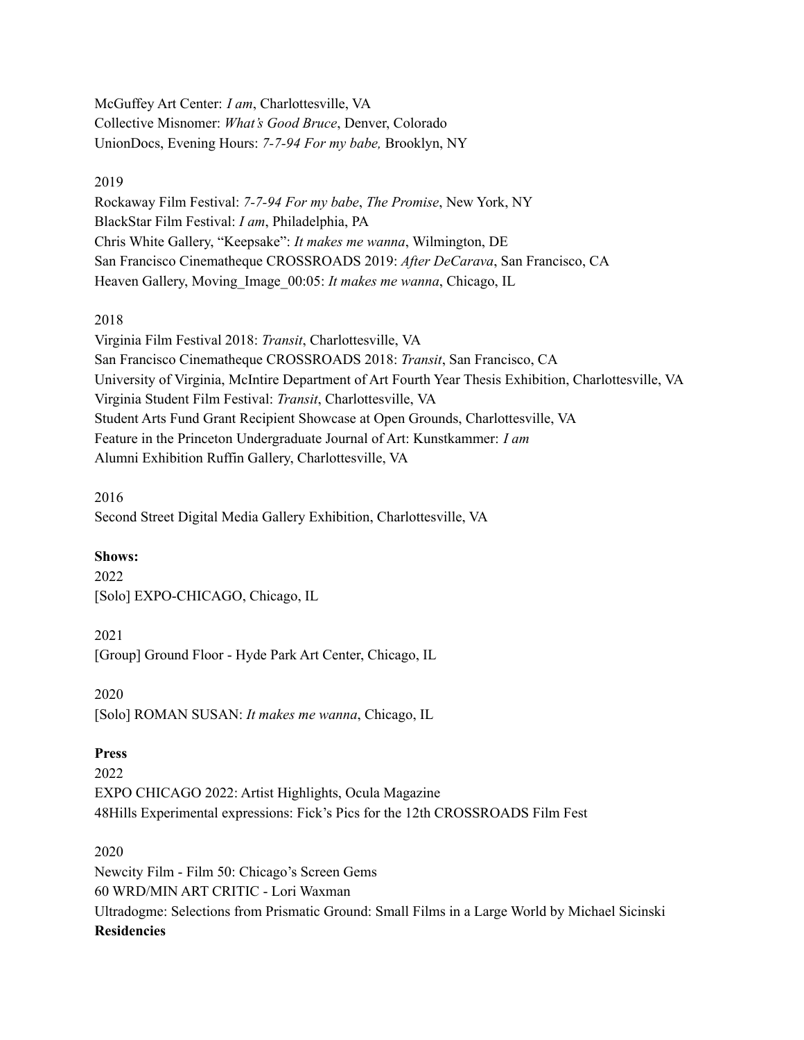McGuffey Art Center: *I am*, Charlottesville, VA
Collective Misnomer: *What's Good Bruce*, Denver, Colorado
UnionDocs, Evening Hours: *7-7-94 For my babe,* Brooklyn, NY

2019
Rockaway Film Festival: *7-7-94 For my babe*, *The Promise*, New York, NY
BlackStar Film Festival: *I am*, Philadelphia, PA
Chris White Gallery, "Keepsake": *It makes me wanna*, Wilmington, DE
San Francisco Cinematheque CROSSROADS 2019: *After DeCarava*, San Francisco, CA
Heaven Gallery, Moving_Image_00:05: *It makes me wanna*, Chicago, IL

2018
Virginia Film Festival 2018: *Transit*, Charlottesville, VA
San Francisco Cinematheque CROSSROADS 2018: *Transit*, San Francisco, CA
University of Virginia, McIntire Department of Art Fourth Year Thesis Exhibition, Charlottesville, VA
Virginia Student Film Festival: *Transit*, Charlottesville, VA
Student Arts Fund Grant Recipient Showcase at Open Grounds, Charlottesville, VA
Feature in the Princeton Undergraduate Journal of Art: Kunstkammer: *I am*
Alumni Exhibition Ruffin Gallery, Charlottesville, VA

2016
Second Street Digital Media Gallery Exhibition, Charlottesville, VA

**Shows:**
2022
[Solo] EXPO-CHICAGO, Chicago, IL

2021
[Group] Ground Floor - Hyde Park Art Center, Chicago, IL

2020
[Solo] ROMAN SUSAN: *It makes me wanna*, Chicago, IL

**Press**
2022
EXPO CHICAGO 2022: Artist Highlights, Ocula Magazine
48Hills Experimental expressions: Fick's Pics for the 12th CROSSROADS Film Fest

2020
Newcity Film - Film 50: Chicago's Screen Gems
60 WRD/MIN ART CRITIC - Lori Waxman
Ultradogme: Selections from Prismatic Ground: Small Films in a Large World by Michael Sicinski

**Residencies**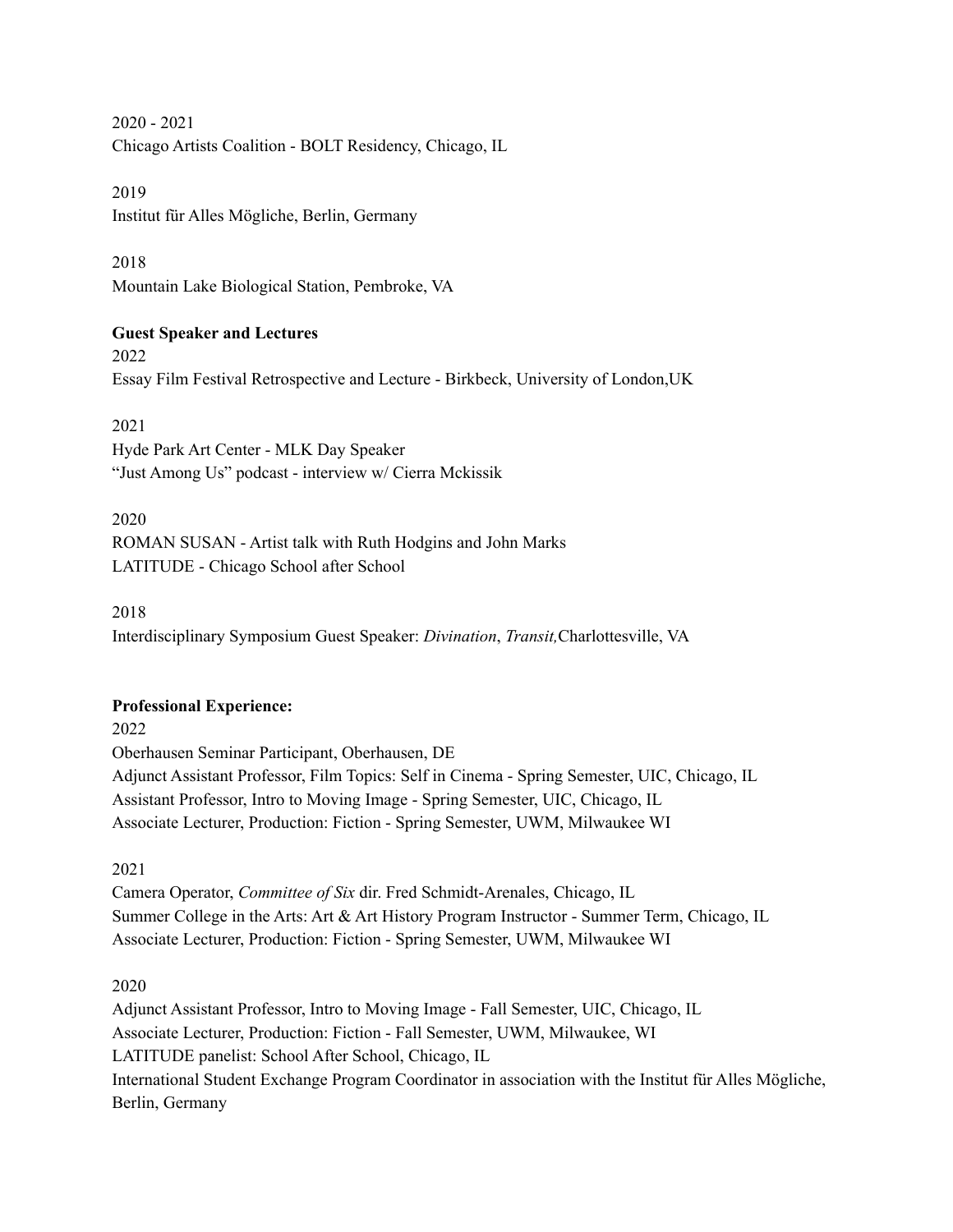2020 - 2021
Chicago Artists Coalition - BOLT Residency, Chicago, IL

2019
Institut für Alles Mögliche, Berlin, Germany

2018
Mountain Lake Biological Station, Pembroke, VA

**Guest Speaker and Lectures**

2022
Essay Film Festival Retrospective and Lecture - Birkbeck, University of London,UK

2021
Hyde Park Art Center - MLK Day Speaker
"Just Among Us" podcast - interview w/ Cierra Mckissik

2020
ROMAN SUSAN - Artist talk with Ruth Hodgins and John Marks
LATITUDE - Chicago School after School

2018
Interdisciplinary Symposium Guest Speaker: *Divination*, *Transit,*Charlottesville, VA

**Professional Experience:**

2022
Oberhausen Seminar Participant, Oberhausen, DE
Adjunct Assistant Professor, Film Topics: Self in Cinema - Spring Semester, UIC, Chicago, IL
Assistant Professor, Intro to Moving Image - Spring Semester, UIC, Chicago, IL
Associate Lecturer, Production: Fiction - Spring Semester, UWM, Milwaukee WI

2021
Camera Operator, *Committee of Six* dir. Fred Schmidt-Arenales, Chicago, IL
Summer College in the Arts: Art & Art History Program Instructor - Summer Term, Chicago, IL
Associate Lecturer, Production: Fiction - Spring Semester, UWM, Milwaukee WI

2020
Adjunct Assistant Professor, Intro to Moving Image - Fall Semester, UIC, Chicago, IL
Associate Lecturer, Production: Fiction - Fall Semester, UWM, Milwaukee, WI
LATITUDE panelist: School After School, Chicago, IL
International Student Exchange Program Coordinator in association with the Institut für Alles Mögliche, Berlin, Germany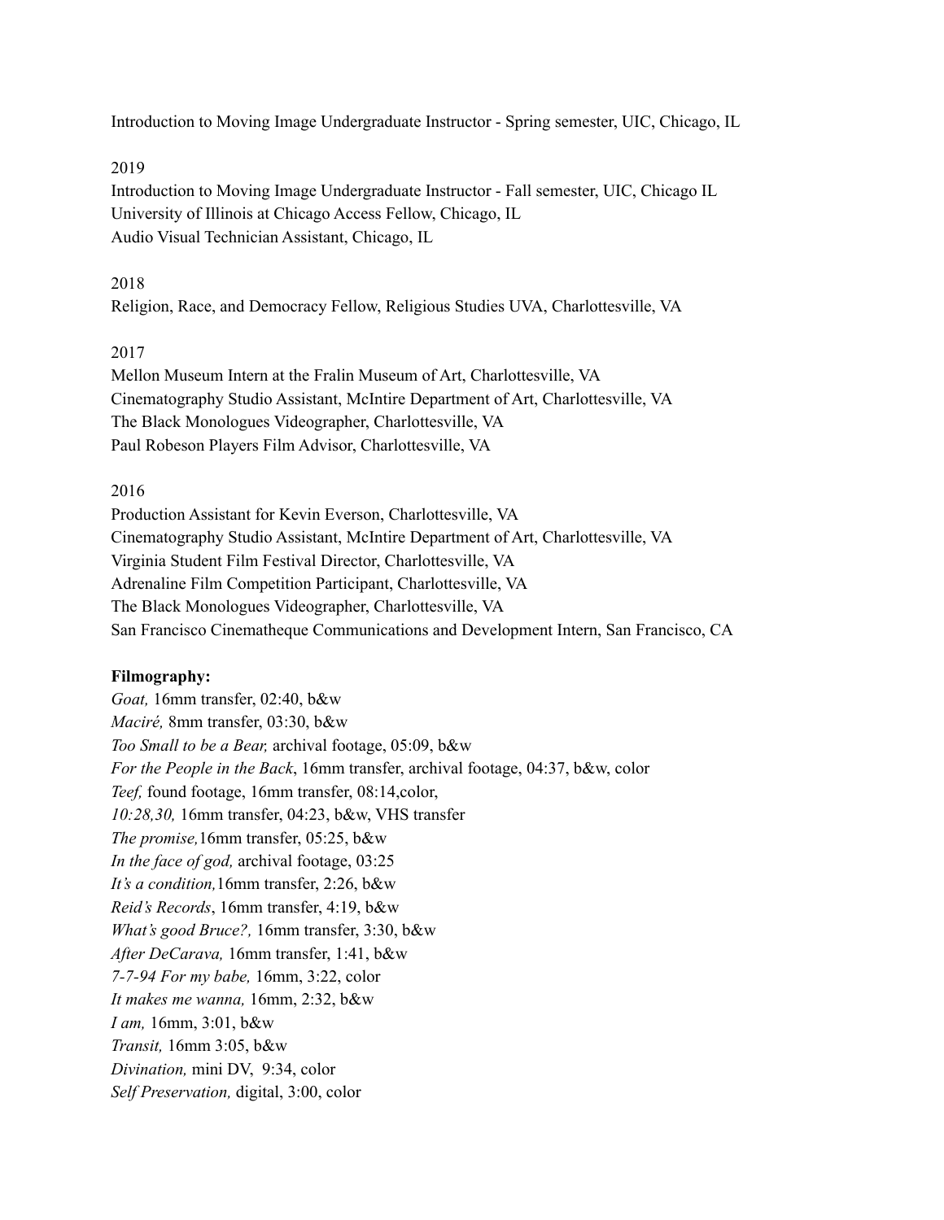Introduction to Moving Image Undergraduate Instructor - Spring semester, UIC, Chicago, IL

2019

Introduction to Moving Image Undergraduate Instructor - Fall semester, UIC, Chicago IL
University of Illinois at Chicago Access Fellow, Chicago, IL
Audio Visual Technician Assistant, Chicago, IL

2018

Religion, Race, and Democracy Fellow, Religious Studies UVA, Charlottesville, VA

2017

Mellon Museum Intern at the Fralin Museum of Art, Charlottesville, VA
Cinematography Studio Assistant, McIntire Department of Art, Charlottesville, VA
The Black Monologues Videographer, Charlottesville, VA
Paul Robeson Players Film Advisor, Charlottesville, VA

2016

Production Assistant for Kevin Everson, Charlottesville, VA
Cinematography Studio Assistant, McIntire Department of Art, Charlottesville, VA
Virginia Student Film Festival Director, Charlottesville, VA
Adrenaline Film Competition Participant, Charlottesville, VA
The Black Monologues Videographer, Charlottesville, VA
San Francisco Cinematheque Communications and Development Intern, San Francisco, CA

**Filmography:**

*Goat,* 16mm transfer, 02:40, b&w
*Maciré,* 8mm transfer, 03:30, b&w
*Too Small to be a Bear,* archival footage, 05:09, b&w
*For the People in the Back*, 16mm transfer, archival footage, 04:37, b&w, color
*Teef,* found footage, 16mm transfer, 08:14,color,
*10:28,30,* 16mm transfer, 04:23, b&w, VHS transfer
*The promise,*16mm transfer, 05:25, b&w
*In the face of god,* archival footage, 03:25
*It's a condition,*16mm transfer, 2:26, b&w
*Reid's Records*, 16mm transfer, 4:19, b&w
*What's good Bruce?,* 16mm transfer, 3:30, b&w
*After DeCarava,* 16mm transfer, 1:41, b&w
*7-7-94 For my babe,* 16mm, 3:22, color
*It makes me wanna,* 16mm, 2:32, b&w
*I am,* 16mm, 3:01, b&w
*Transit,* 16mm 3:05, b&w
*Divination,* mini DV, 9:34, color
*Self Preservation,* digital, 3:00, color